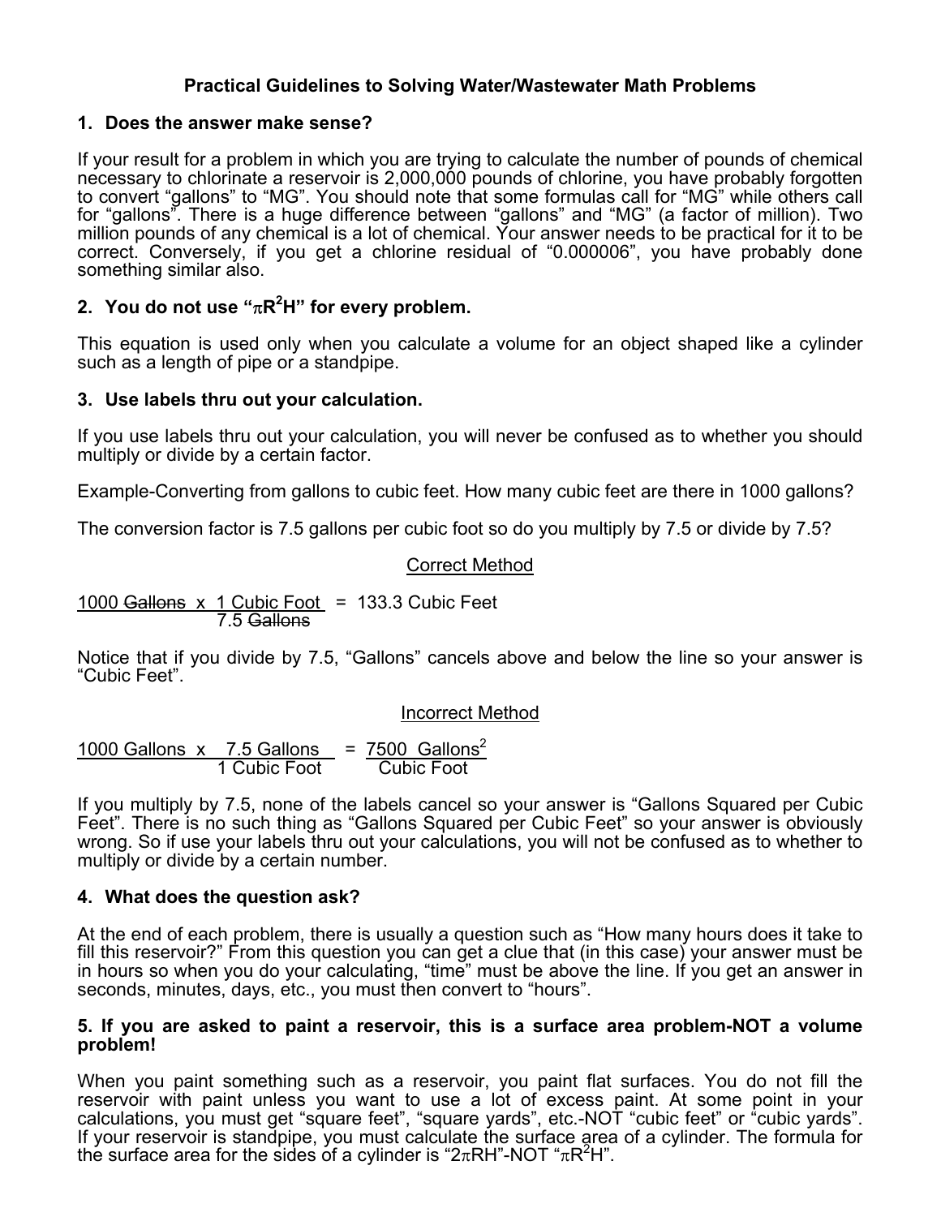# Practical Guidelines to Solving Water/Wastewater Math Problems

## 1. Does the answer make sense?

If your result for a problem in which you are trying to calculate the number of pounds of chemical necessary to chlorinate a reservoir is 2,000,000 pounds of chlorine, you have probably forgotten to convert "gallons" to "MG". You should note that some formulas call for "MG" while others call for "gallons". There is a huge difference between "gallons" and "MG" (a factor of million). Two million pounds of any chemical is a lot of chemical. Your answer needs to be practical for it to be correct. Conversely, if you get a chlorine residual of "0.000006", you have probably done something similar also.

## 2. You do not use "$\pi R^2 H$" for every problem.

This equation is used only when you calculate a volume for an object shaped like a cylinder such as a length of pipe or a standpipe.

## 3. Use labels thru out your calculation.

If you use labels thru out your calculation, you will never be confused as to whether you should multiply or divide by a certain factor.

Example-Converting from gallons to cubic feet. How many cubic feet are there in 1000 gallons?

The conversion factor is 7.5 gallons per cubic foot so do you multiply by 7.5 or divide by 7.5?

<u>Correct Method</u>

$$1000\ \cancel{\text{Gallons}} \times \frac{1\ \text{Cubic Foot}}{7.5\ \cancel{\text{Gallons}}} = 133.3\ \text{Cubic Feet}$$

Notice that if you divide by 7.5, "Gallons" cancels above and below the line so your answer is "Cubic Feet".

<u>Incorrect Method</u>

$$1000\ \text{Gallons} \times \frac{7.5\ \text{Gallons}}{1\ \text{Cubic Foot}} = \frac{7500\ \text{Gallons}^2}{\text{Cubic Foot}}$$

If you multiply by 7.5, none of the labels cancel so your answer is "Gallons Squared per Cubic Feet". There is no such thing as "Gallons Squared per Cubic Feet" so your answer is obviously wrong. So if use your labels thru out your calculations, you will not be confused as to whether to multiply or divide by a certain number.

## 4. What does the question ask?

At the end of each problem, there is usually a question such as "How many hours does it take to fill this reservoir?" From this question you can get a clue that (in this case) your answer must be in hours so when you do your calculating, "time" must be above the line. If you get an answer in seconds, minutes, days, etc., you must then convert to "hours".

## 5. If you are asked to paint a reservoir, this is a surface area problem-NOT a volume problem!

When you paint something such as a reservoir, you paint flat surfaces. You do not fill the reservoir with paint unless you want to use a lot of excess paint. At some point in your calculations, you must get "square feet", "square yards", etc.-NOT "cubic feet" or "cubic yards". If your reservoir is standpipe, you must calculate the surface area of a cylinder. The formula for the surface area for the sides of a cylinder is "$2\pi RH$"-NOT "$\pi R^2 H$".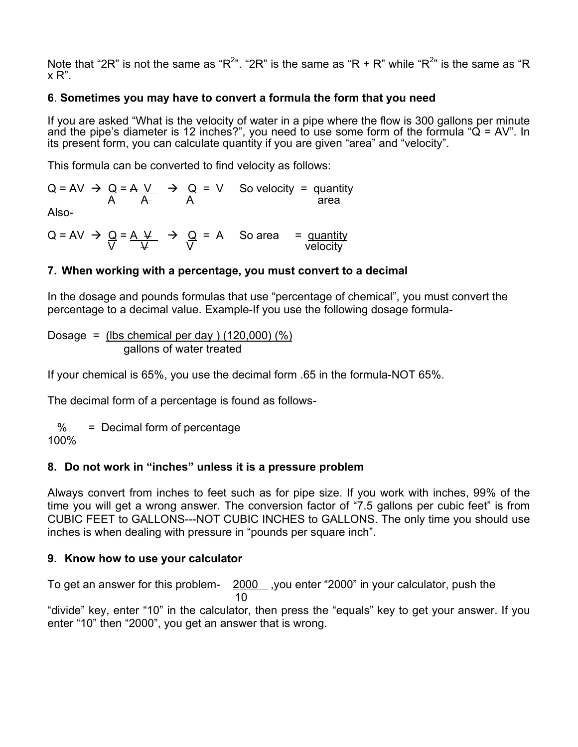Note that "2R" is not the same as "$R^2$". "2R" is the same as "R + R" while "$R^2$" is the same as "R x R".

### 6. Sometimes you may have to convert a formula the form that you need

If you are asked "What is the velocity of water in a pipe where the flow is 300 gallons per minute and the pipe's diameter is 12 inches?", you need to use some form of the formula "Q = AV". In its present form, you can calculate quantity if you are given "area" and "velocity".

This formula can be converted to find velocity as follows:

$$Q = AV \rightarrow \frac{Q}{A} = \frac{\cancel{A}\ V}{\cancel{A}} \rightarrow \frac{Q}{A} = V \quad \text{So velocity} = \frac{\text{quantity}}{\text{area}}$$

Also-

$$Q = AV \rightarrow \frac{Q}{V} = \frac{A\ \cancel{V}}{\cancel{V}} \rightarrow \frac{Q}{V} = A \quad \text{So area} = \frac{\text{quantity}}{\text{velocity}}$$

### 7. When working with a percentage, you must convert to a decimal

In the dosage and pounds formulas that use "percentage of chemical", you must convert the percentage to a decimal value. Example-If you use the following dosage formula-

$$\text{Dosage} = \frac{(\text{lbs chemical per day})(120{,}000)(\%)}{\text{gallons of water treated}}$$

If your chemical is 65%, you use the decimal form .65 in the formula-NOT 65%.

The decimal form of a percentage is found as follows-

$$\frac{\%}{100\%} = \text{Decimal form of percentage}$$

### 8. Do not work in "inches" unless it is a pressure problem

Always convert from inches to feet such as for pipe size. If you work with inches, 99% of the time you will get a wrong answer. The conversion factor of "7.5 gallons per cubic feet" is from CUBIC FEET to GALLONS---NOT CUBIC INCHES to GALLONS. The only time you should use inches is when dealing with pressure in "pounds per square inch".

### 9. Know how to use your calculator

To get an answer for this problem- $\frac{2000}{10}$ ,you enter "2000" in your calculator, push the "divide" key, enter "10" in the calculator, then press the "equals" key to get your answer. If you enter "10" then "2000", you get an answer that is wrong.